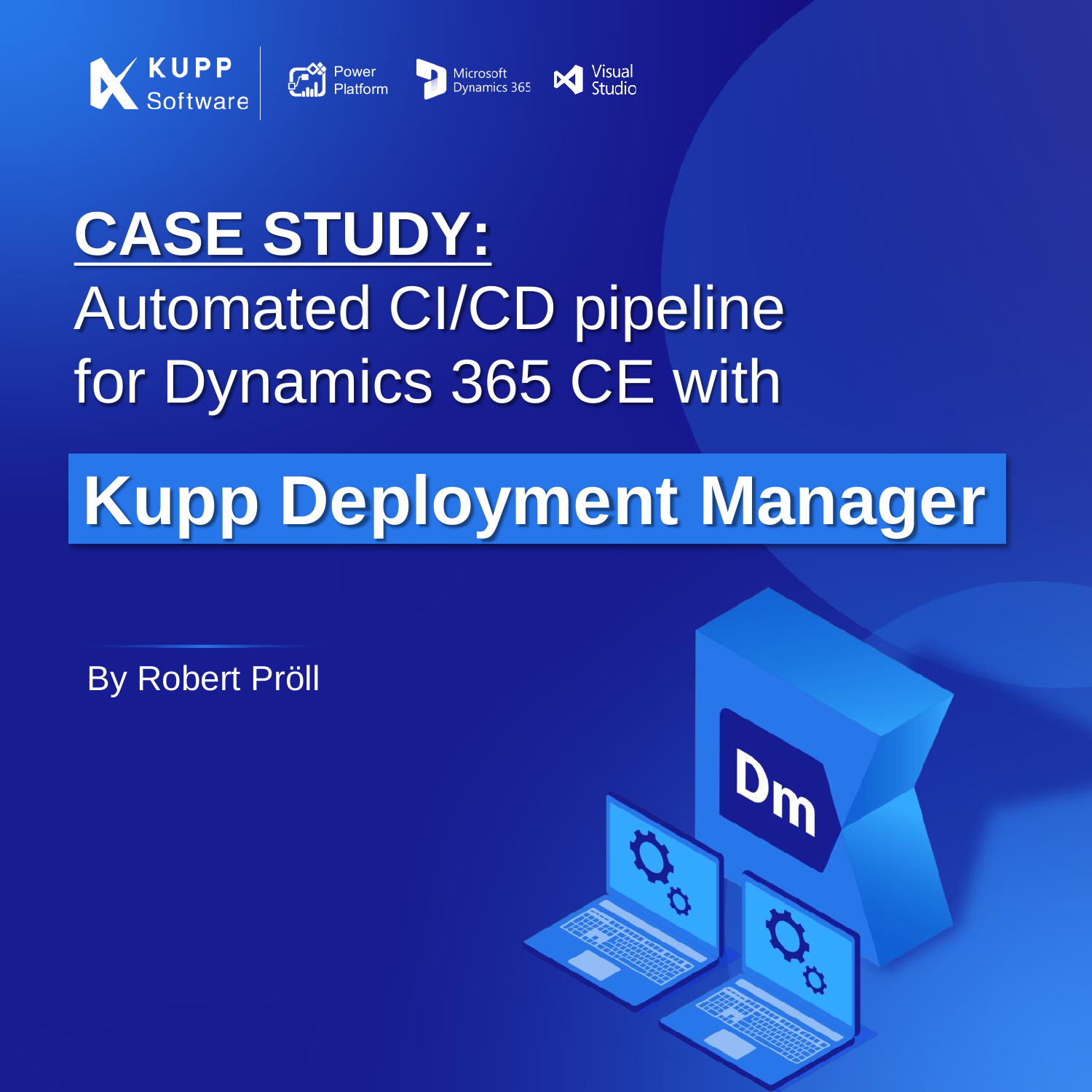KUPP Software | Power Platform | Microsoft Dynamics 365 | Visual Studio

# CASE STUDY:

## Automated CI/CD pipeline for Dynamics 365 CE with

# Kupp Deployment Manager

By Robert Pröll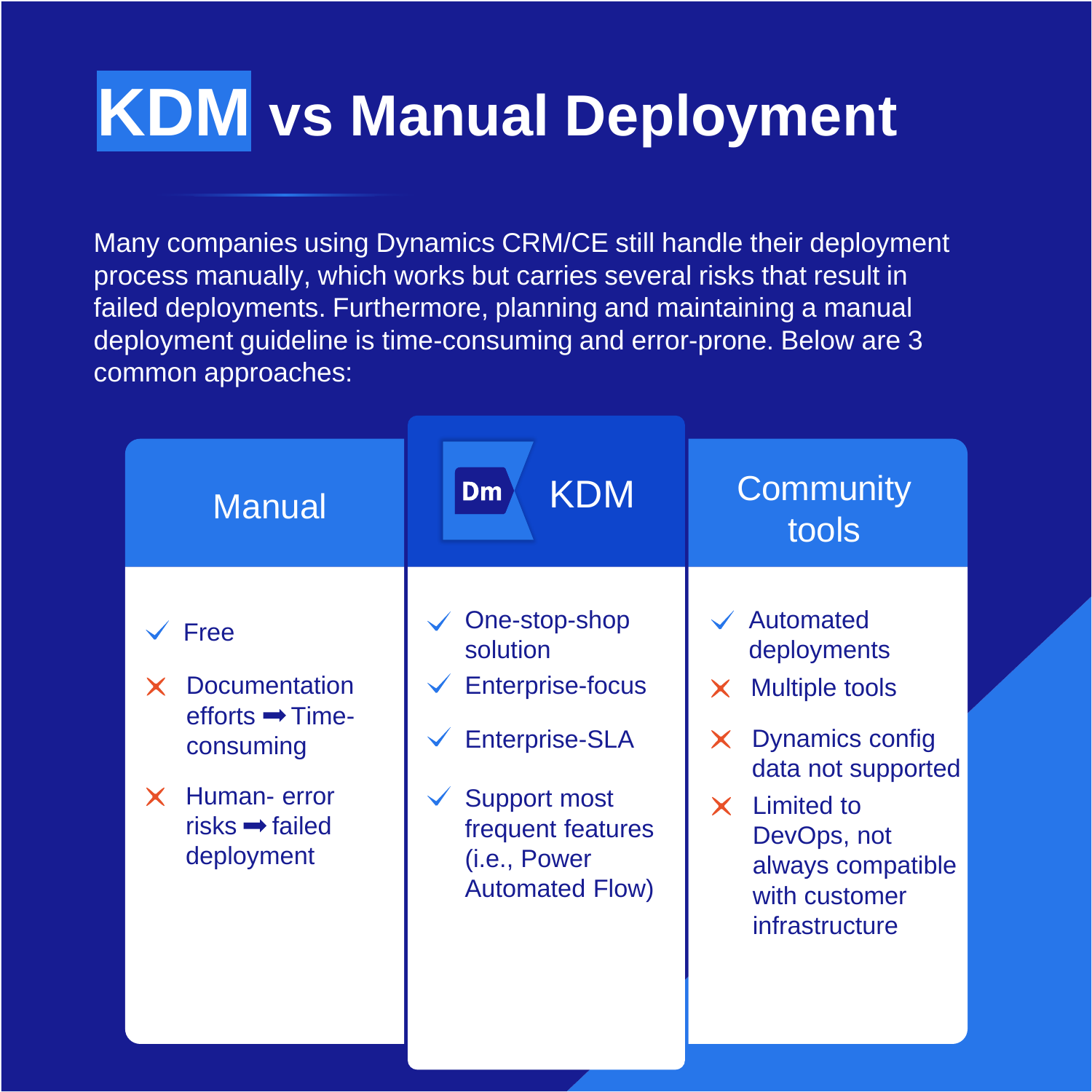# KDM vs Manual Deployment

Many companies using Dynamics CRM/CE still handle their deployment process manually, which works but carries several risks that result in failed deployments. Furthermore, planning and maintaining a manual deployment guideline is time-consuming and error-prone. Below are 3 common approaches:

| Manual | KDM | Community tools |
| --- | --- | --- |
| ✓ Free<br>✗ Documentation efforts ➡ Time-consuming<br>✗ Human- error risks ➡ failed deployment | ✓ One-stop-shop solution<br>✓ Enterprise-focus<br>✓ Enterprise-SLA<br>✓ Support most frequent features (i.e., Power Automated Flow) | ✓ Automated deployments<br>✗ Multiple tools<br>✗ Dynamics config data not supported<br>✗ Limited to DevOps, not always compatible with customer infrastructure |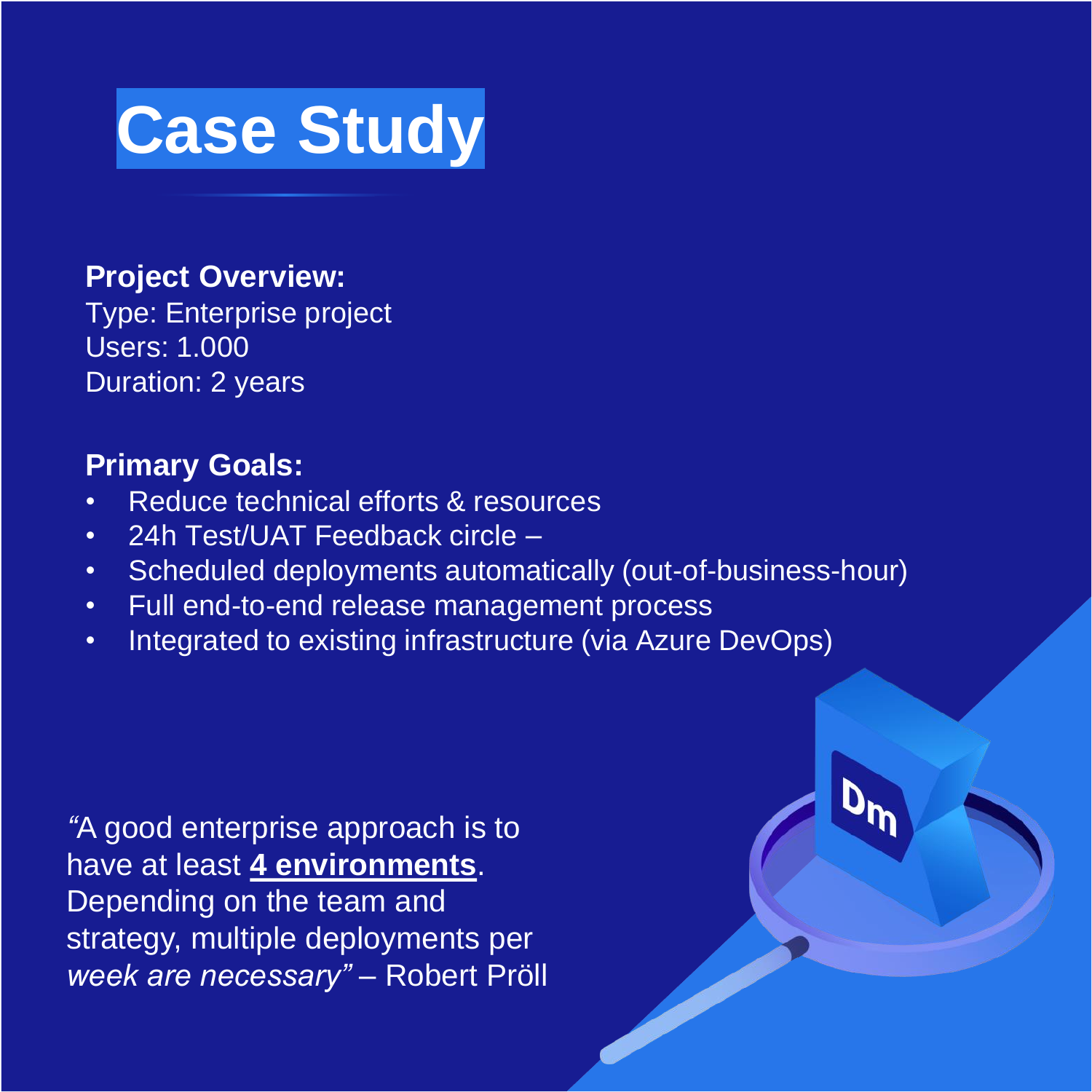# Case Study

**Project Overview:**
Type: Enterprise project
Users: 1.000
Duration: 2 years

**Primary Goals:**

- Reduce technical efforts & resources
- 24h Test/UAT Feedback circle –
- Scheduled deployments automatically (out-of-business-hour)
- Full end-to-end release management process
- Integrated to existing infrastructure (via Azure DevOps)

*"A good enterprise approach is to have at least* ***4 environments****. Depending on the team and strategy, multiple deployments per week are necessary"* – Robert Pröll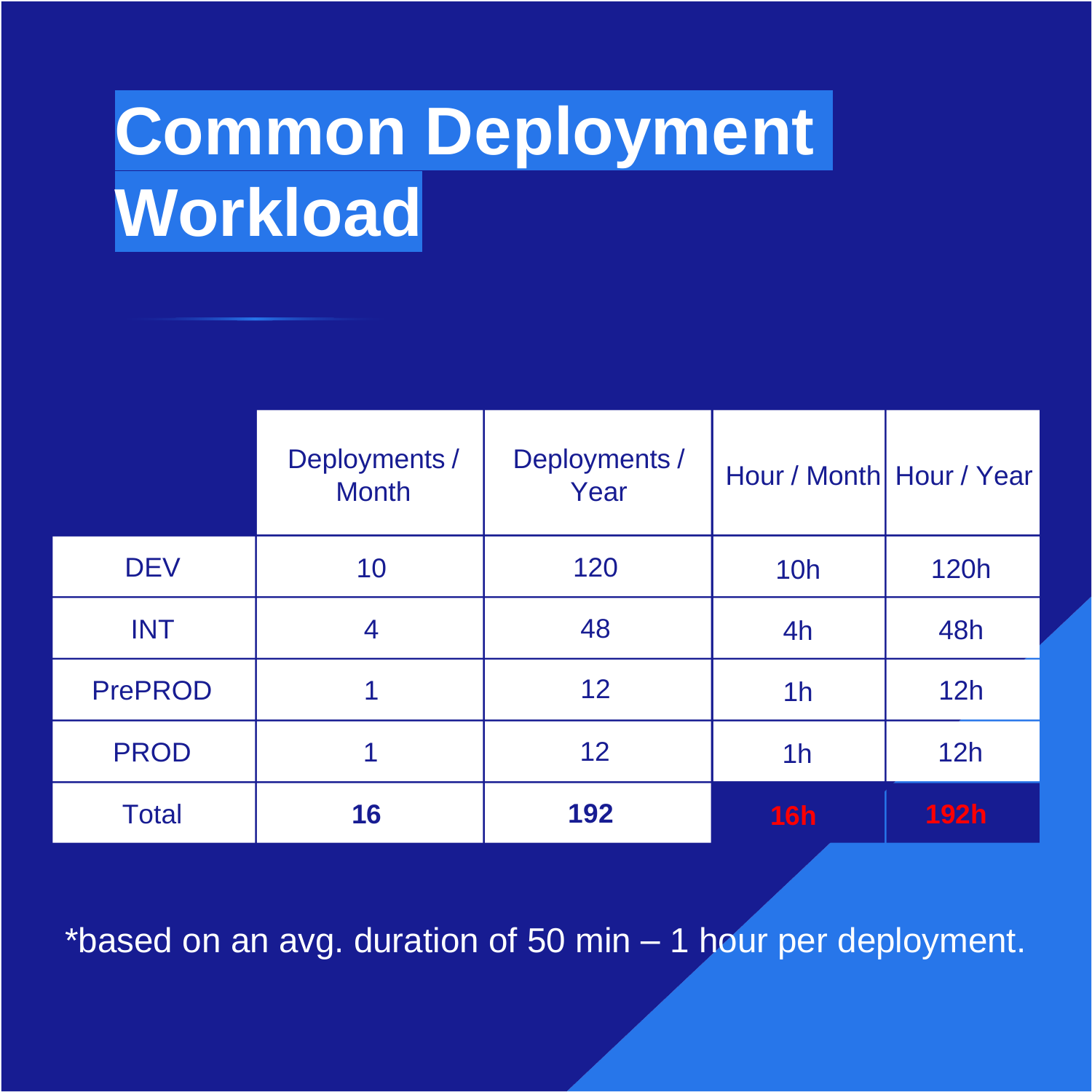# Common Deployment Workload

| | Deployments / Month | Deployments / Year | Hour / Month | Hour / Year |
|---|---|---|---|---|
| DEV | 10 | 120 | 10h | 120h |
| INT | 4 | 48 | 4h | 48h |
| PrePROD | 1 | 12 | 1h | 12h |
| PROD | 1 | 12 | 1h | 12h |
| Total | **16** | **192** | **16h** | **192h** |

*based on an avg. duration of 50 min – 1 hour per deployment.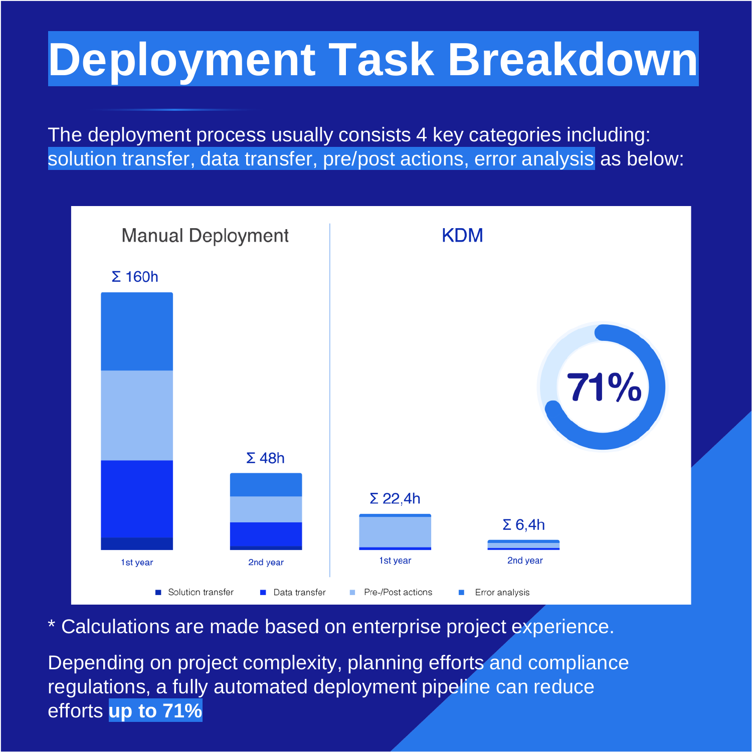# Deployment Task Breakdown

The deployment process usually consists 4 key categories including: solution transfer, data transfer, pre/post actions, error analysis as below:

**Manual Deployment**

- 1st year: Σ 160h
- 2nd year: Σ 48h

**KDM**

- 1st year: Σ 22,4h
- 2nd year: Σ 6,4h

71%

Legend: Solution transfer, Data transfer, Pre-/Post actions, Error analysis

* Calculations are made based on enterprise project experience.

Depending on project complexity, planning efforts and compliance regulations, a fully automated deployment pipeline can reduce efforts **up to 71%**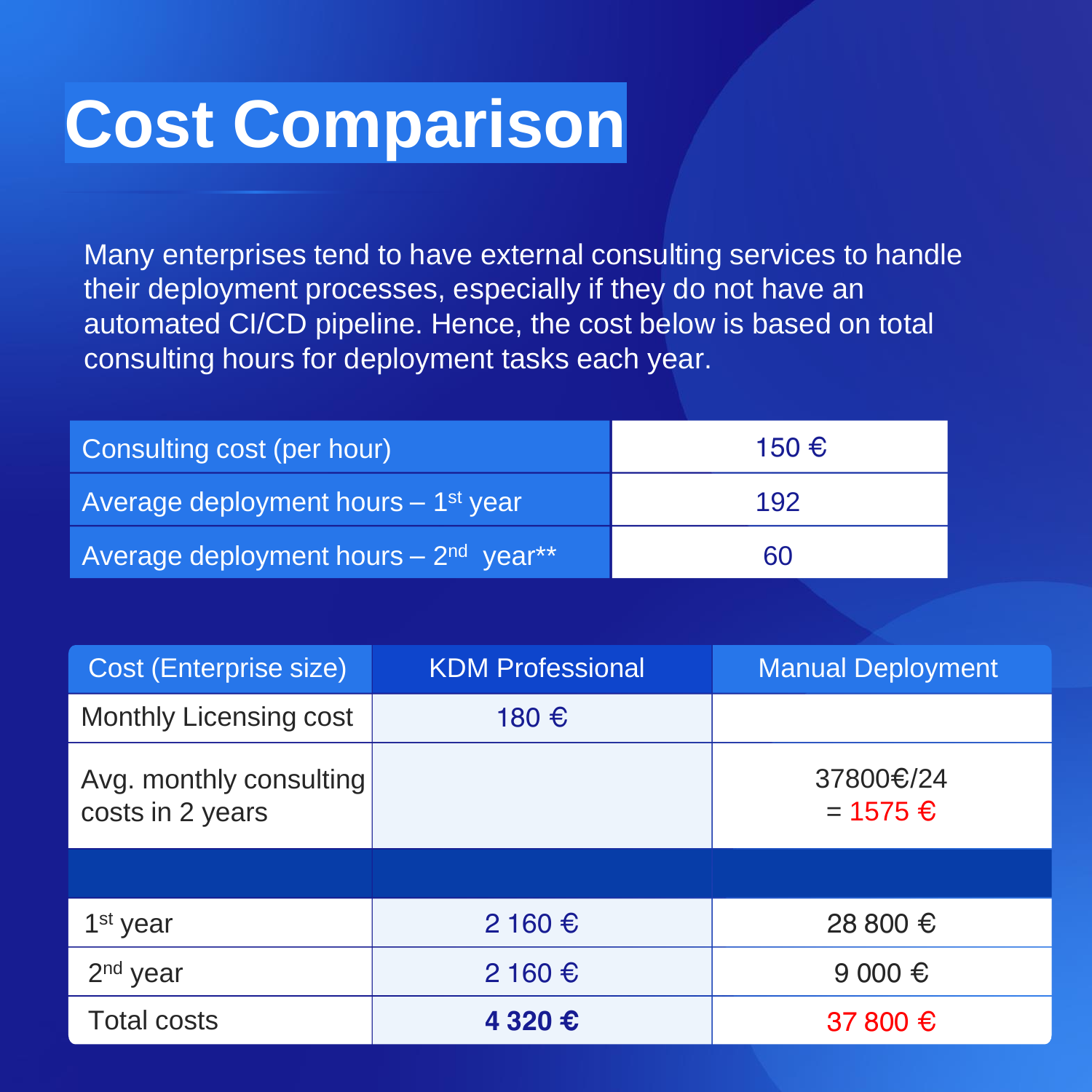# Cost Comparison

Many enterprises tend to have external consulting services to handle their deployment processes, especially if they do not have an automated CI/CD pipeline. Hence, the cost below is based on total consulting hours for deployment tasks each year.

| | |
|---|---|
| Consulting cost (per hour) | 150 € |
| Average deployment hours – 1st year | 192 |
| Average deployment hours – 2nd year** | 60 |

| Cost (Enterprise size) | KDM Professional | Manual Deployment |
|---|---|---|
| Monthly Licensing cost | 180 € | |
| Avg. monthly consulting costs in 2 years | | 37800€/24 = 1575 € |
| | | |
| 1st year | 2 160 € | 28 800 € |
| 2nd year | 2 160 € | 9 000 € |
| Total costs | **4 320 €** | 37 800 € |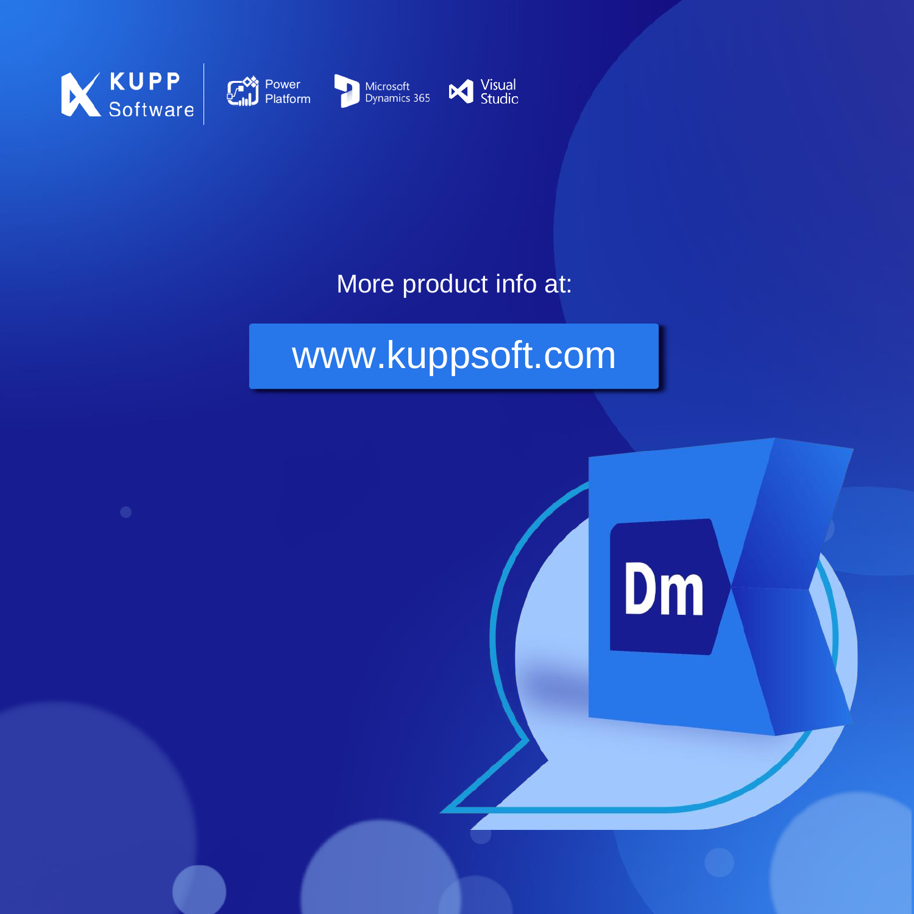KUPP Software

Power Platform

Microsoft Dynamics 365

Visual Studio

More product info at:

www.kuppsoft.com